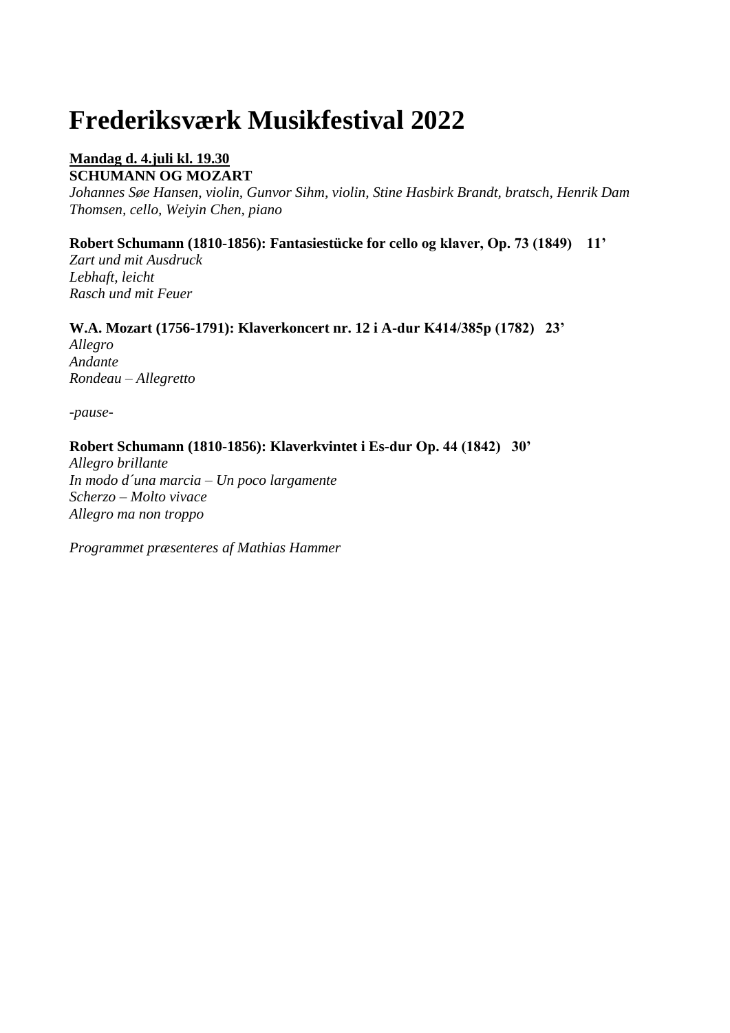# Frederiksværk Musikfestival 2022

**Mandag d. 4.juli kl. 19.30**
**SCHUMANN OG MOZART**
*Johannes Søe Hansen, violin, Gunvor Sihm, violin, Stine Hasbirk Brandt, bratsch, Henrik Dam Thomsen, cello, Weiyin Chen, piano*

**Robert Schumann (1810-1856): Fantasiestücke for cello og klaver, Op. 73 (1849) 11'**
*Zart und mit Ausdruck*
*Lebhaft, leicht*
*Rasch und mit Feuer*

**W.A. Mozart (1756-1791): Klaverkoncert nr. 12 i A-dur K414/385p (1782) 23'**
*Allegro*
*Andante*
*Rondeau – Allegretto*

*-pause-*

**Robert Schumann (1810-1856): Klaverkvintet i Es-dur Op. 44 (1842) 30'**
*Allegro brillante*
*In modo d´una marcia – Un poco largamente*
*Scherzo – Molto vivace*
*Allegro ma non troppo*

*Programmet præsenteres af Mathias Hammer*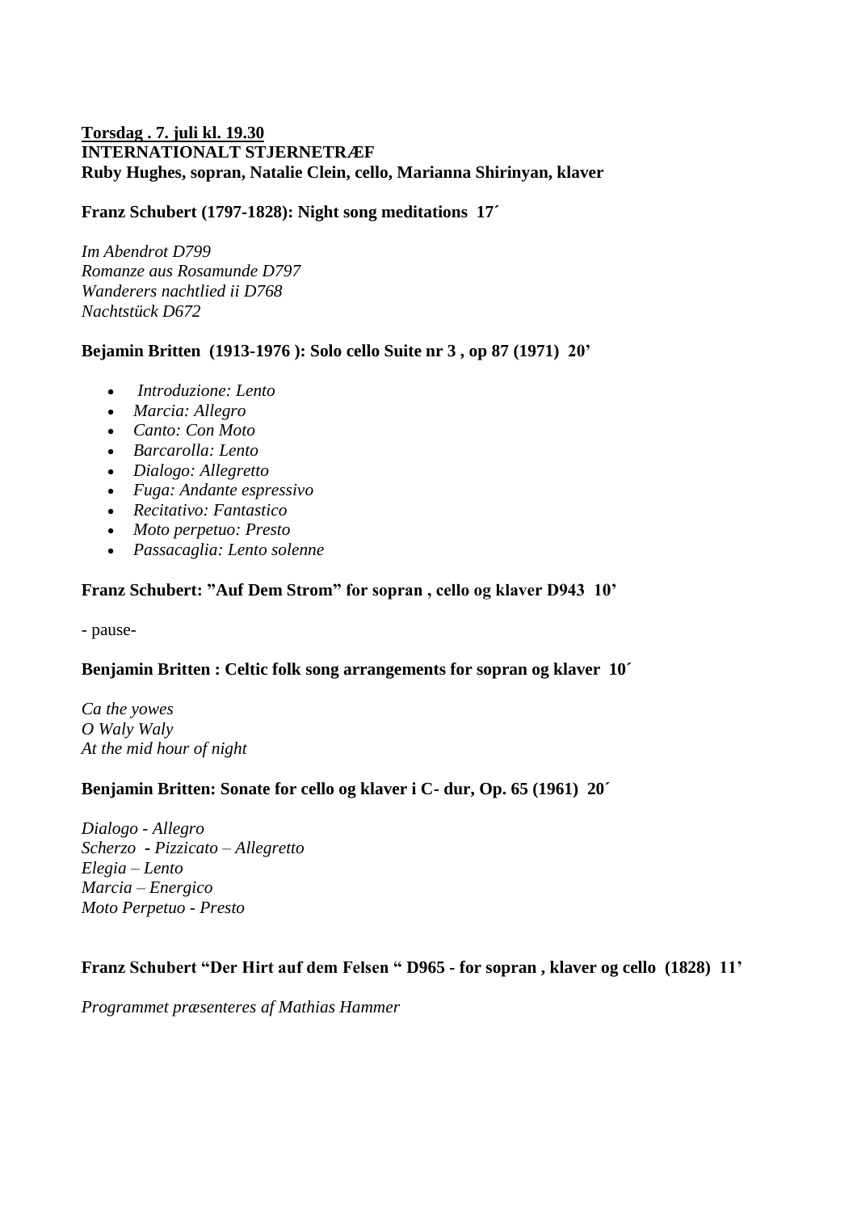**<u>Torsdag . 7. juli kl. 19.30</u>**
**INTERNATIONALT STJERNETRÆF**
**Ruby Hughes, sopran, Natalie Clein, cello, Marianna Shirinyan, klaver**

**Franz Schubert (1797-1828): Night song meditations  17´**

*Im Abendrot D799*
*Romanze aus Rosamunde D797*
*Wanderers nachtlied ii D768*
*Nachtstück D672*

**Bejamin Britten  (1913-1976 ): Solo cello Suite nr 3 , op 87 (1971)  20'**

- *Introduzione: Lento*
- *Marcia: Allegro*
- *Canto: Con Moto*
- *Barcarolla: Lento*
- *Dialogo: Allegretto*
- *Fuga: Andante espressivo*
- *Recitativo: Fantastico*
- *Moto perpetuo: Presto*
- *Passacaglia: Lento solenne*

**Franz Schubert: "Auf Dem Strom" for sopran , cello og klaver D943  10'**

- pause-

**Benjamin Britten : Celtic folk song arrangements for sopran og klaver  10´**

*Ca the yowes*
*O Waly Waly*
*At the mid hour of night*

**Benjamin Britten: Sonate for cello og klaver i C- dur, Op. 65 (1961)  20´**

*Dialogo - Allegro*
*Scherzo  - Pizzicato – Allegretto*
*Elegia – Lento*
*Marcia – Energico*
*Moto Perpetuo - Presto*

**Franz Schubert "Der Hirt auf dem Felsen " D965 - for sopran , klaver og cello  (1828)  11'**

*Programmet præsenteres af Mathias Hammer*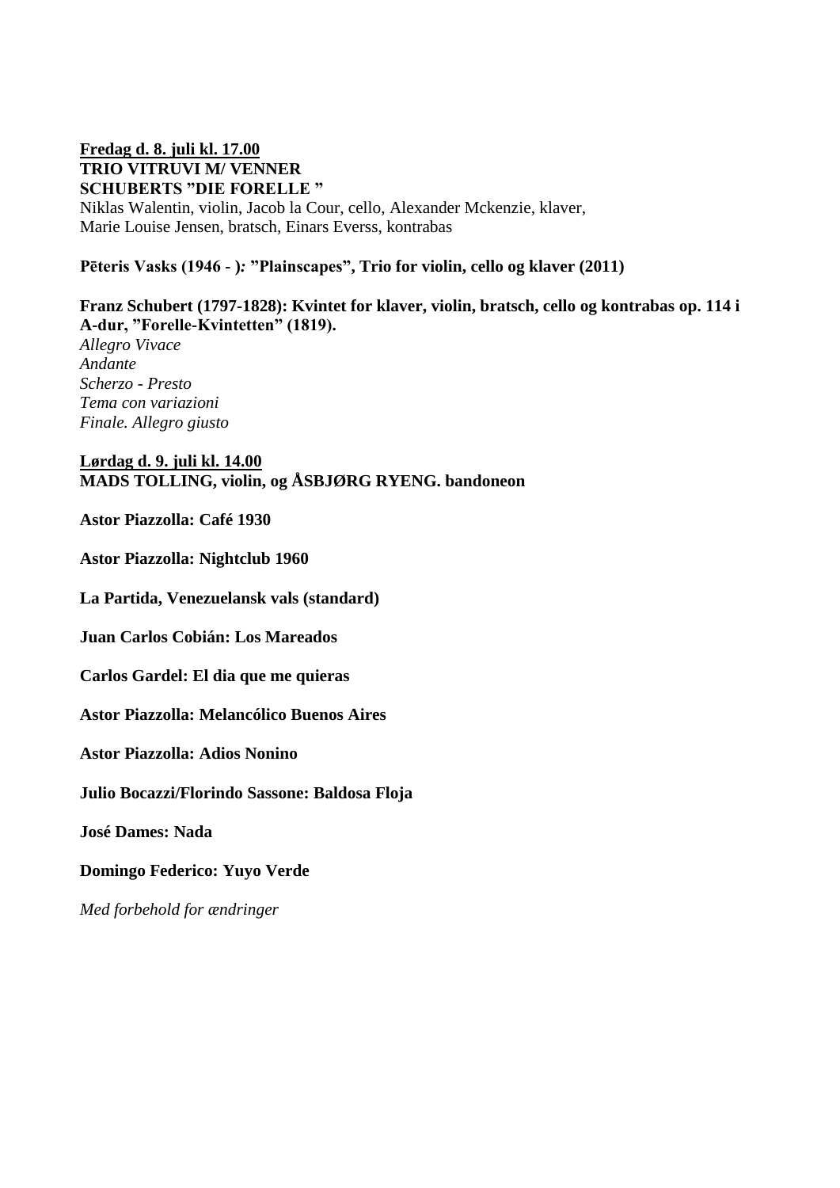**<u>Fredag d. 8. juli kl. 17.00</u>**
**TRIO VITRUVI M/ VENNER**
**SCHUBERTS "DIE FORELLE "**
Niklas Walentin, violin, Jacob la Cour, cello, Alexander Mckenzie, klaver, Marie Louise Jensen, bratsch, Einars Everss, kontrabas

**Pēteris Vasks (1946 - )*:* "Plainscapes", Trio for violin, cello og klaver (2011)**

**Franz Schubert (1797-1828): Kvintet for klaver, violin, bratsch, cello og kontrabas op. 114 i A-dur, "Forelle-Kvintetten" (1819).**
*Allegro Vivace*
*Andante*
*Scherzo - Presto*
*Tema con variazioni*
*Finale. Allegro giusto*

**<u>Lørdag d. 9. juli kl. 14.00</u>**
**MADS TOLLING, violin, og ÅSBJØRG RYENG. bandoneon**

**Astor Piazzolla: Café 1930**

**Astor Piazzolla: Nightclub 1960**

**La Partida, Venezuelansk vals (standard)**

**Juan Carlos Cobián: Los Mareados**

**Carlos Gardel: El dia que me quieras**

**Astor Piazzolla: Melancólico Buenos Aires**

**Astor Piazzolla: Adios Nonino**

**Julio Bocazzi/Florindo Sassone: Baldosa Floja**

**José Dames: Nada**

**Domingo Federico: Yuyo Verde**

*Med forbehold for ændringer*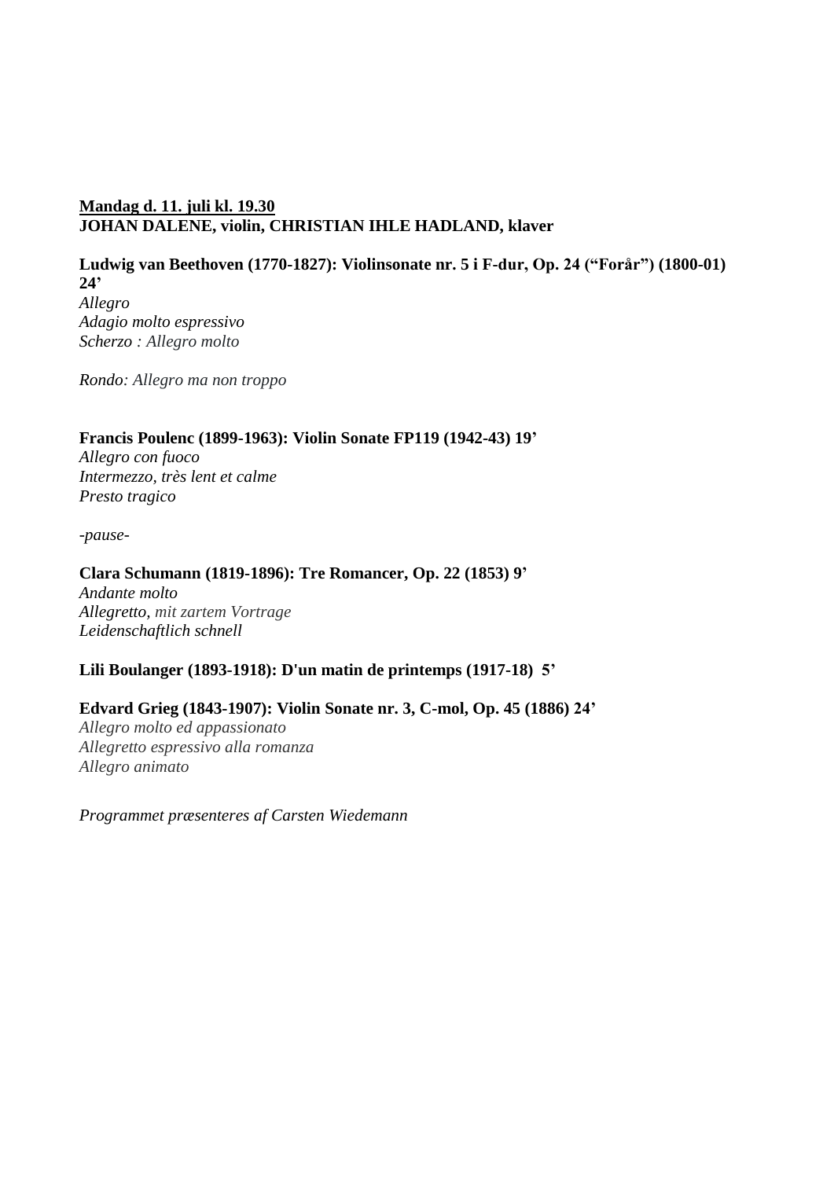**<u>Mandag d. 11. juli kl. 19.30</u>**
**JOHAN DALENE, violin, CHRISTIAN IHLE HADLAND, klaver**

**Ludwig van Beethoven (1770-1827): Violinsonate nr. 5 i F-dur, Op. 24 ("Forår") (1800-01) 24'**
*Allegro*
*Adagio molto espressivo*
*Scherzo : Allegro molto*

*Rondo: Allegro ma non troppo*

**Francis Poulenc (1899-1963): Violin Sonate FP119 (1942-43) 19'**
*Allegro con fuoco*
*Intermezzo, très lent et calme*
*Presto tragico*

*-pause-*

**Clara Schumann (1819-1896): Tre Romancer, Op. 22 (1853) 9'**
*Andante molto*
*Allegretto, mit zartem Vortrage*
*Leidenschaftlich schnell*

**Lili Boulanger (1893-1918): D'un matin de printemps (1917-18) 5'**

**Edvard Grieg (1843-1907): Violin Sonate nr. 3, C-mol, Op. 45 (1886) 24'**
*Allegro molto ed appassionato*
*Allegretto espressivo alla romanza*
*Allegro animato*

*Programmet præsenteres af Carsten Wiedemann*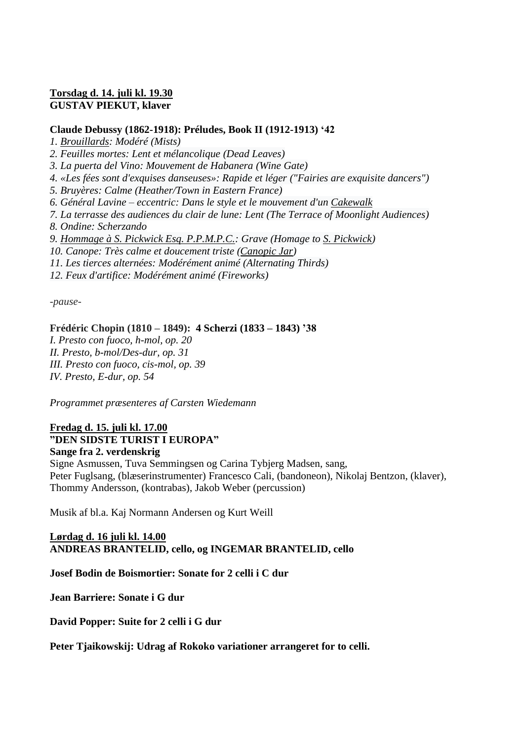**Torsdag d. 14. juli kl. 19.30**
**GUSTAV PIEKUT, klaver**

**Claude Debussy (1862-1918): Préludes, Book II (1912-1913) '42**

*1. Brouillards: Modéré (Mists)*
*2. Feuilles mortes: Lent et mélancolique (Dead Leaves)*
*3. La puerta del Vino: Mouvement de Habanera (Wine Gate)*
*4. «Les fées sont d'exquises danseuses»: Rapide et léger ("Fairies are exquisite dancers")*
*5. Bruyères: Calme (Heather/Town in Eastern France)*
*6. Général Lavine – eccentric: Dans le style et le mouvement d'un Cakewalk*
*7. La terrasse des audiences du clair de lune: Lent (The Terrace of Moonlight Audiences)*
*8. Ondine: Scherzando*
*9. Hommage à S. Pickwick Esq. P.P.M.P.C.: Grave (Homage to S. Pickwick)*
*10. Canope: Très calme et doucement triste (Canopic Jar)*
*11. Les tierces alternées: Modérément animé (Alternating Thirds)*
*12. Feux d'artifice: Modérément animé (Fireworks)*

*-pause-*

**Frédéric Chopin (1810 – 1849): 4 Scherzi (1833 – 1843) '38**

*I. Presto con fuoco, h-mol, op. 20*
*II. Presto, b-mol/Des-dur, op. 31*
*III. Presto con fuoco, cis-mol, op. 39*
*IV. Presto, E-dur, op. 54*

*Programmet præsenteres af Carsten Wiedemann*

**Fredag d. 15. juli kl. 17.00**
**"DEN SIDSTE TURIST I EUROPA"**
**Sange fra 2. verdenskrig**
Signe Asmussen, Tuva Semmingsen og Carina Tybjerg Madsen, sang,
Peter Fuglsang, (blæserinstrumenter) Francesco Cali, (bandoneon), Nikolaj Bentzon, (klaver), Thommy Andersson, (kontrabas), Jakob Weber (percussion)

Musik af bl.a. Kaj Normann Andersen og Kurt Weill

**Lørdag d. 16 juli kl. 14.00**
**ANDREAS BRANTELID, cello, og INGEMAR BRANTELID, cello**

**Josef Bodin de Boismortier: Sonate for 2 celli i C dur**

**Jean Barriere: Sonate i G dur**

**David Popper: Suite for 2 celli i G dur**

**Peter Tjaikowskij: Udrag af Rokoko variationer arrangeret for to celli.**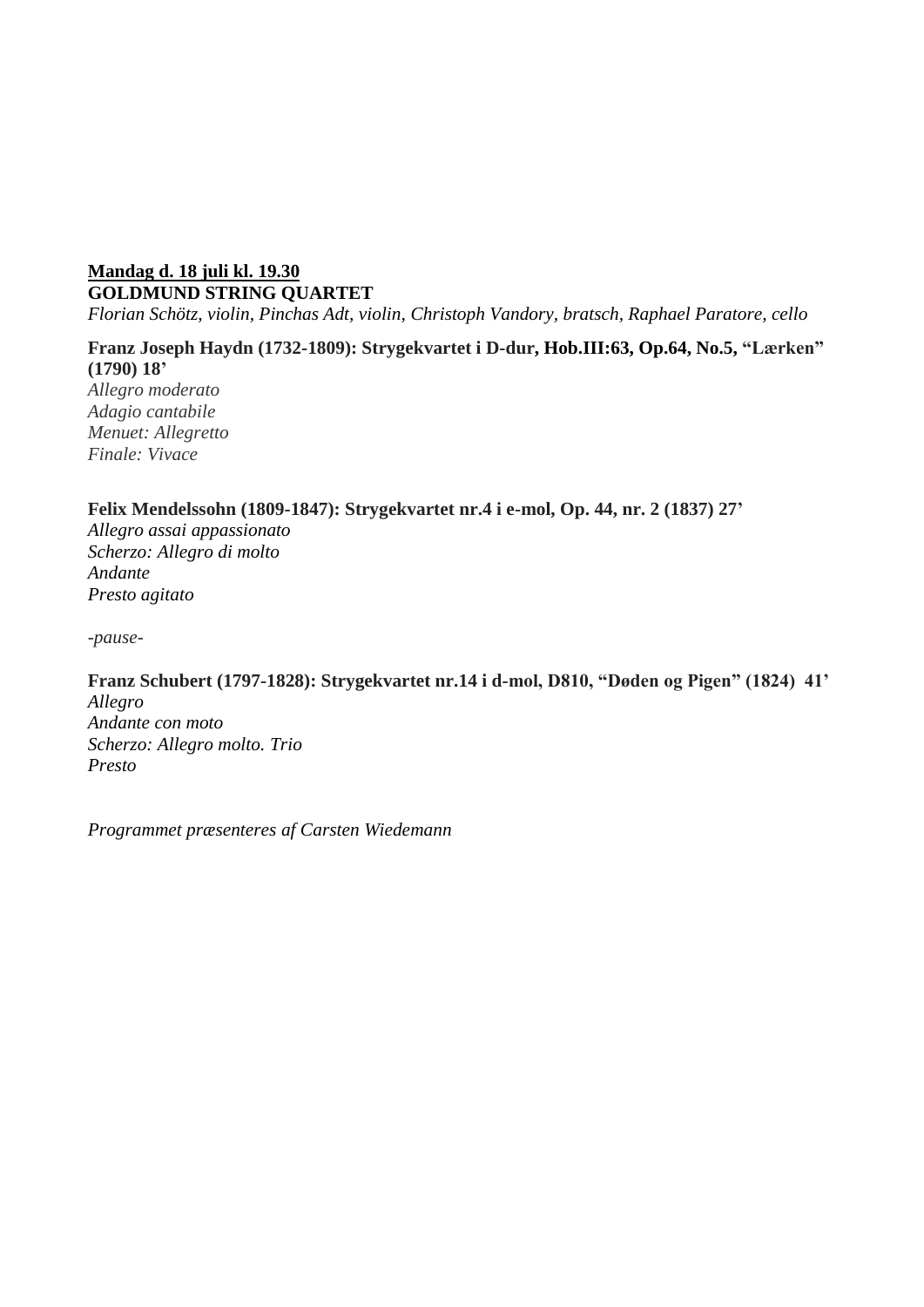**Mandag d. 18 juli kl. 19.30**
**GOLDMUND STRING QUARTET**
*Florian Schötz, violin, Pinchas Adt, violin, Christoph Vandory, bratsch, Raphael Paratore, cello*

**Franz Joseph Haydn (1732-1809): Strygekvartet i D-dur, Hob.III:63, Op.64, No.5, "Lærken" (1790) 18'**
*Allegro moderato*
*Adagio cantabile*
*Menuet: Allegretto*
*Finale: Vivace*

**Felix Mendelssohn (1809-1847): Strygekvartet nr.4 i e-mol, Op. 44, nr. 2 (1837) 27'**
*Allegro assai appassionato*
*Scherzo: Allegro di molto*
*Andante*
*Presto agitato*

*-pause-*

**Franz Schubert (1797-1828): Strygekvartet nr.14 i d-mol, D810, "Døden og Pigen" (1824) 41'**
*Allegro*
*Andante con moto*
*Scherzo: Allegro molto. Trio*
*Presto*

*Programmet præsenteres af Carsten Wiedemann*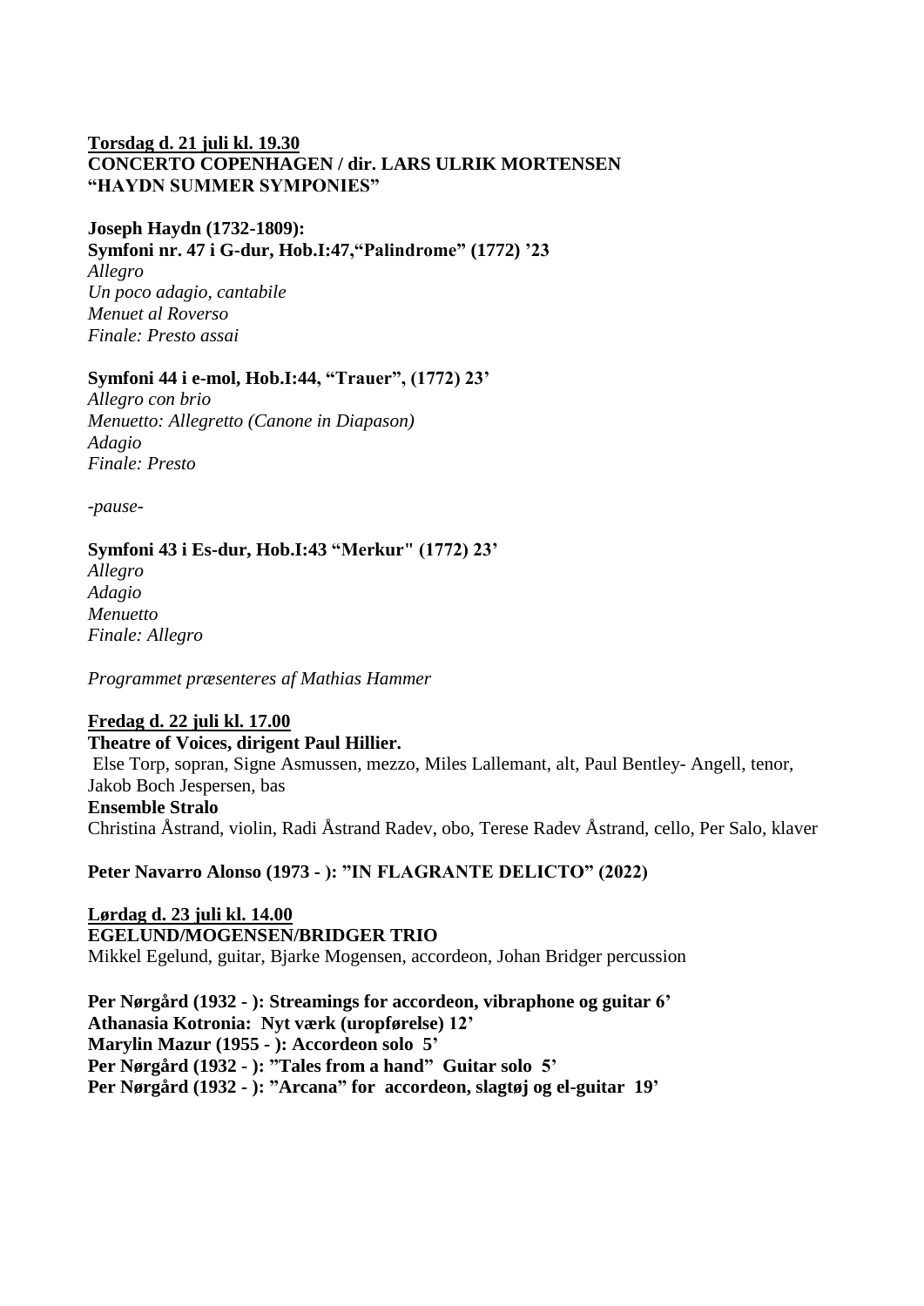**<u>Torsdag d. 21 juli kl. 19.30</u>**
**CONCERTO COPENHAGEN / dir. LARS ULRIK MORTENSEN**
**"HAYDN SUMMER SYMPONIES"**

**Joseph Haydn (1732-1809):**
**Symfoni nr. 47 i G-dur, Hob.I:47,"Palindrome" (1772) '23**
*Allegro*
*Un poco adagio, cantabile*
*Menuet al Roverso*
*Finale: Presto assai*

**Symfoni 44 i e-mol, Hob.I:44, "Trauer", (1772) 23'**
*Allegro con brio*
*Menuetto: Allegretto (Canone in Diapason)*
*Adagio*
*Finale: Presto*

*-pause-*

**Symfoni 43 i Es-dur, Hob.I:43 "Merkur" (1772) 23'**
*Allegro*
*Adagio*
*Menuetto*
*Finale: Allegro*

*Programmet præsenteres af Mathias Hammer*

**<u>Fredag d. 22 juli kl. 17.00</u>**
**Theatre of Voices, dirigent Paul Hillier.**
Else Torp, sopran, Signe Asmussen, mezzo, Miles Lallemant, alt, Paul Bentley- Angell, tenor, Jakob Boch Jespersen, bas
**Ensemble Stralo**
Christina Åstrand, violin, Radi Åstrand Radev, obo, Terese Radev Åstrand, cello, Per Salo, klaver

**Peter Navarro Alonso (1973 - ): "IN FLAGRANTE DELICTO" (2022)**

**<u>Lørdag d. 23 juli kl. 14.00</u>**
**EGELUND/MOGENSEN/BRIDGER TRIO**
Mikkel Egelund, guitar, Bjarke Mogensen, accordeon, Johan Bridger percussion

**Per Nørgård (1932 - ): Streamings for accordeon, vibraphone og guitar 6'**
**Athanasia Kotronia: Nyt værk (uropførelse) 12'**
**Marylin Mazur (1955 - ): Accordeon solo 5'**
**Per Nørgård (1932 - ): "Tales from a hand" Guitar solo 5'**
**Per Nørgård (1932 - ): "Arcana" for accordeon, slagtøj og el-guitar 19'**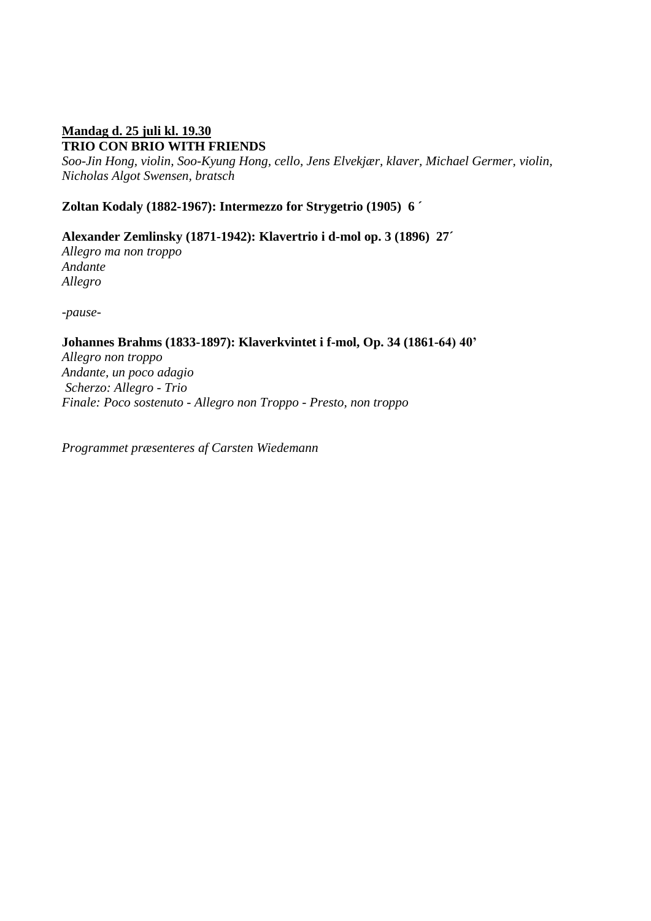**<u>Mandag d. 25 juli kl. 19.30</u>**
**TRIO CON BRIO WITH FRIENDS**
*Soo-Jin Hong, violin, Soo-Kyung Hong, cello, Jens Elvekjær, klaver, Michael Germer, violin, Nicholas Algot Swensen, bratsch*

**Zoltan Kodaly (1882-1967): Intermezzo for Strygetrio (1905) 6´**

**Alexander Zemlinsky (1871-1942): Klavertrio i d-mol op. 3 (1896) 27´**
*Allegro ma non troppo*
*Andante*
*Allegro*

*-pause-*

**Johannes Brahms (1833-1897): Klaverkvintet i f-mol, Op. 34 (1861-64) 40'**
*Allegro non troppo*
*Andante, un poco adagio*
*Scherzo: Allegro - Trio*
*Finale: Poco sostenuto - Allegro non Troppo - Presto, non troppo*

*Programmet præsenteres af Carsten Wiedemann*